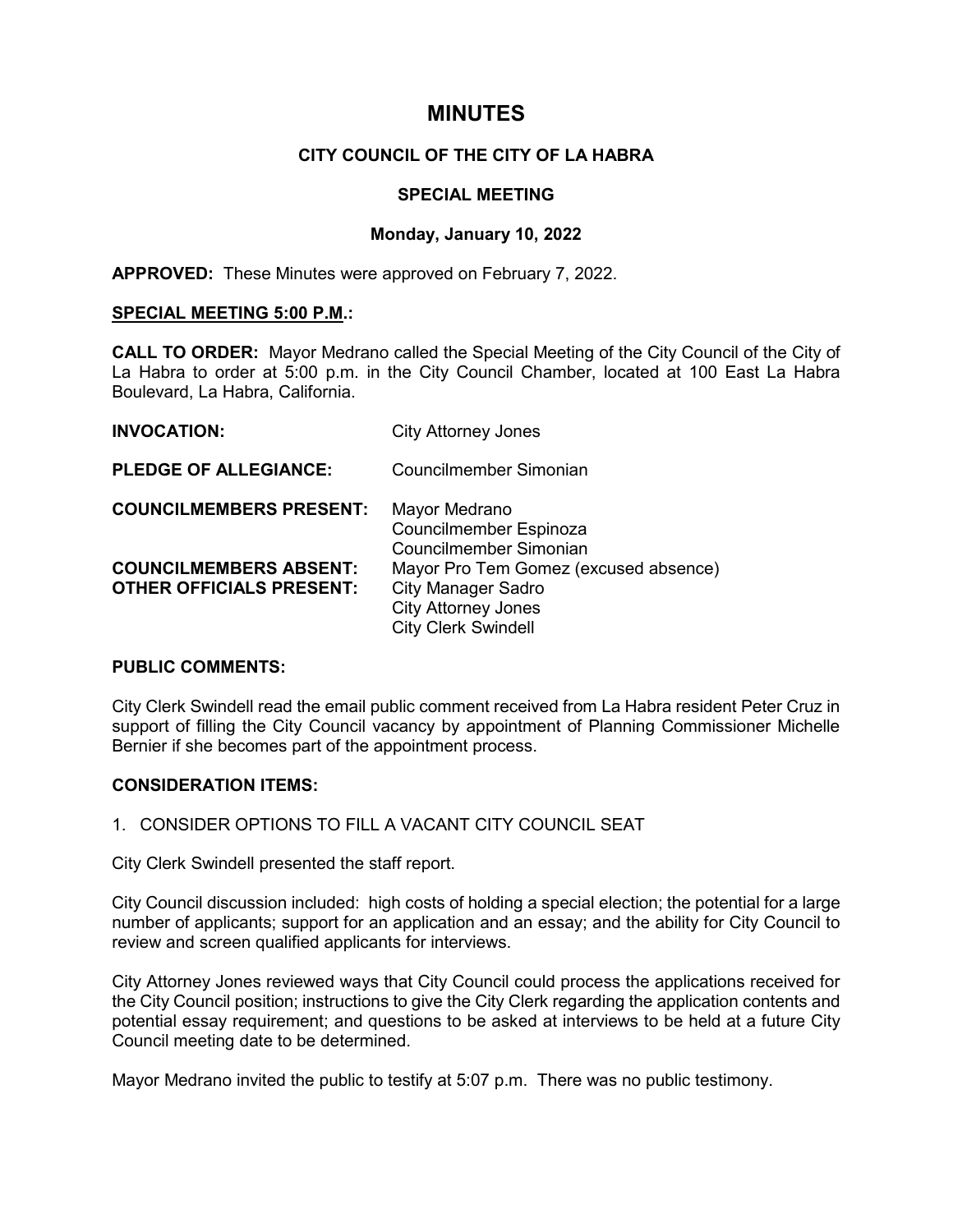# MINUTES

## CITY COUNCIL OF THE CITY OF LA HABRA

### SPECIAL MEETING

### Monday, January 10, 2022

**APPROVED:** These Minutes were approved on February 7, 2022.

**SPECIAL MEETING 5:00 P.M.:**

**CALL TO ORDER:** Mayor Medrano called the Special Meeting of the City Council of the City of La Habra to order at 5:00 p.m. in the City Council Chamber, located at 100 East La Habra Boulevard, La Habra, California.

| | |
|---|---|
| **INVOCATION:** | City Attorney Jones |
| **PLEDGE OF ALLEGIANCE:** | Councilmember Simonian |
| **COUNCILMEMBERS PRESENT:** | Mayor Medrano<br>Councilmember Espinoza<br>Councilmember Simonian |
| **COUNCILMEMBERS ABSENT:** | Mayor Pro Tem Gomez (excused absence) |
| **OTHER OFFICIALS PRESENT:** | City Manager Sadro<br>City Attorney Jones<br>City Clerk Swindell |

**PUBLIC COMMENTS:**

City Clerk Swindell read the email public comment received from La Habra resident Peter Cruz in support of filling the City Council vacancy by appointment of Planning Commissioner Michelle Bernier if she becomes part of the appointment process.

**CONSIDERATION ITEMS:**

1. CONSIDER OPTIONS TO FILL A VACANT CITY COUNCIL SEAT

City Clerk Swindell presented the staff report.

City Council discussion included: high costs of holding a special election; the potential for a large number of applicants; support for an application and an essay; and the ability for City Council to review and screen qualified applicants for interviews.

City Attorney Jones reviewed ways that City Council could process the applications received for the City Council position; instructions to give the City Clerk regarding the application contents and potential essay requirement; and questions to be asked at interviews to be held at a future City Council meeting date to be determined.

Mayor Medrano invited the public to testify at 5:07 p.m. There was no public testimony.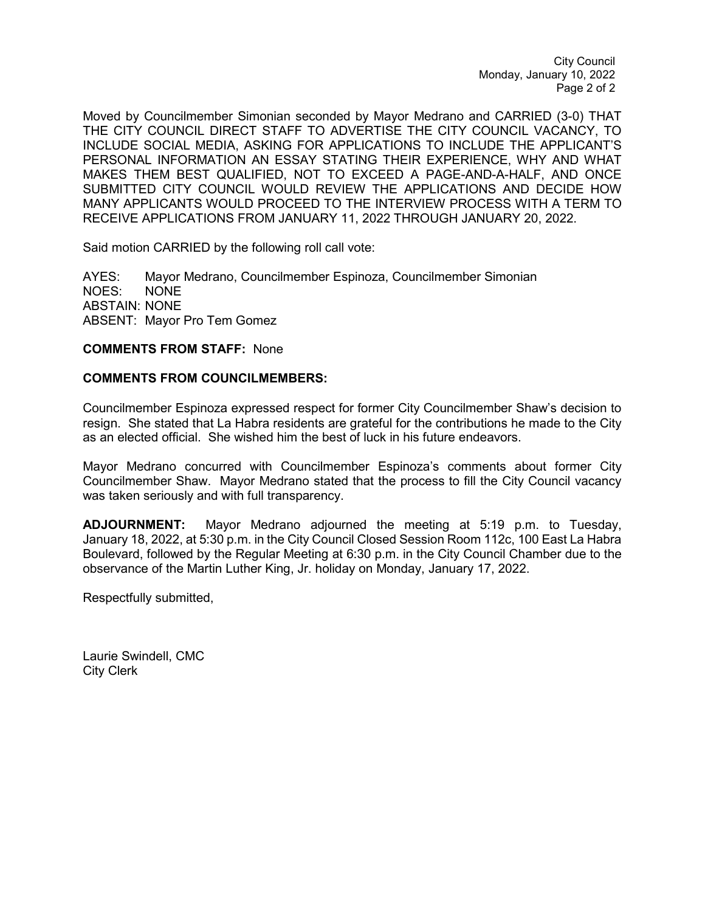Moved by Councilmember Simonian seconded by Mayor Medrano and CARRIED (3-0) THAT THE CITY COUNCIL DIRECT STAFF TO ADVERTISE THE CITY COUNCIL VACANCY, TO INCLUDE SOCIAL MEDIA, ASKING FOR APPLICATIONS TO INCLUDE THE APPLICANT'S PERSONAL INFORMATION AN ESSAY STATING THEIR EXPERIENCE, WHY AND WHAT MAKES THEM BEST QUALIFIED, NOT TO EXCEED A PAGE-AND-A-HALF, AND ONCE SUBMITTED CITY COUNCIL WOULD REVIEW THE APPLICATIONS AND DECIDE HOW MANY APPLICANTS WOULD PROCEED TO THE INTERVIEW PROCESS WITH A TERM TO RECEIVE APPLICATIONS FROM JANUARY 11, 2022 THROUGH JANUARY 20, 2022.

Said motion CARRIED by the following roll call vote:

AYES: Mayor Medrano, Councilmember Espinoza, Councilmember Simonian
NOES: NONE
ABSTAIN: NONE
ABSENT: Mayor Pro Tem Gomez

**COMMENTS FROM STAFF:** None

**COMMENTS FROM COUNCILMEMBERS:**

Councilmember Espinoza expressed respect for former City Councilmember Shaw's decision to resign. She stated that La Habra residents are grateful for the contributions he made to the City as an elected official. She wished him the best of luck in his future endeavors.

Mayor Medrano concurred with Councilmember Espinoza's comments about former City Councilmember Shaw. Mayor Medrano stated that the process to fill the City Council vacancy was taken seriously and with full transparency.

**ADJOURNMENT:** Mayor Medrano adjourned the meeting at 5:19 p.m. to Tuesday, January 18, 2022, at 5:30 p.m. in the City Council Closed Session Room 112c, 100 East La Habra Boulevard, followed by the Regular Meeting at 6:30 p.m. in the City Council Chamber due to the observance of the Martin Luther King, Jr. holiday on Monday, January 17, 2022.

Respectfully submitted,

Laurie Swindell, CMC
City Clerk